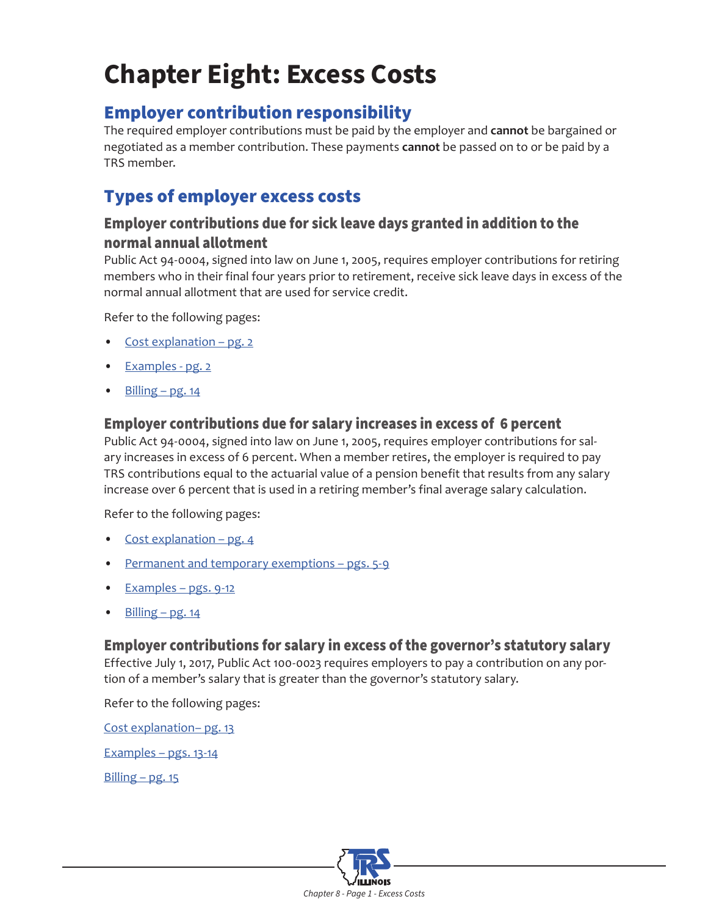# Chapter Eight: Excess Costs

## Employer contribution responsibility

The required employer contributions must be paid by the employer and **cannot** be bargained or negotiated as a member contribution. These payments **cannot** be passed on to or be paid by a TRS member.

## Types of employer excess costs

### Employer contributions due for sick leave days granted in addition to the normal annual allotment

Public Act 94-0004, signed into law on June 1, 2005, requires employer contributions for retiring members who in their final four years prior to retirement, receive sick leave days in excess of the normal annual allotment that are used for service credit.

Refer to the following pages:

- Cost explanation – pg. 2
- Examples - pg. 2
- Billing – pg. 14

### Employer contributions due for salary increases in excess of 6 percent

Public Act 94-0004, signed into law on June 1, 2005, requires employer contributions for salary increases in excess of 6 percent. When a member retires, the employer is required to pay TRS contributions equal to the actuarial value of a pension benefit that results from any salary increase over 6 percent that is used in a retiring member's final average salary calculation.

Refer to the following pages:

- Cost explanation – pg. 4
- Permanent and temporary exemptions – pgs. 5-9
- Examples – pgs. 9-12
- Billing – pg. 14

### Employer contributions for salary in excess of the governor's statutory salary

Effective July 1, 2017, Public Act 100-0023 requires employers to pay a contribution on any portion of a member's salary that is greater than the governor's statutory salary.

Refer to the following pages:

Cost explanation– pg. 13

Examples – pgs. 13-14

Billing – pg. 15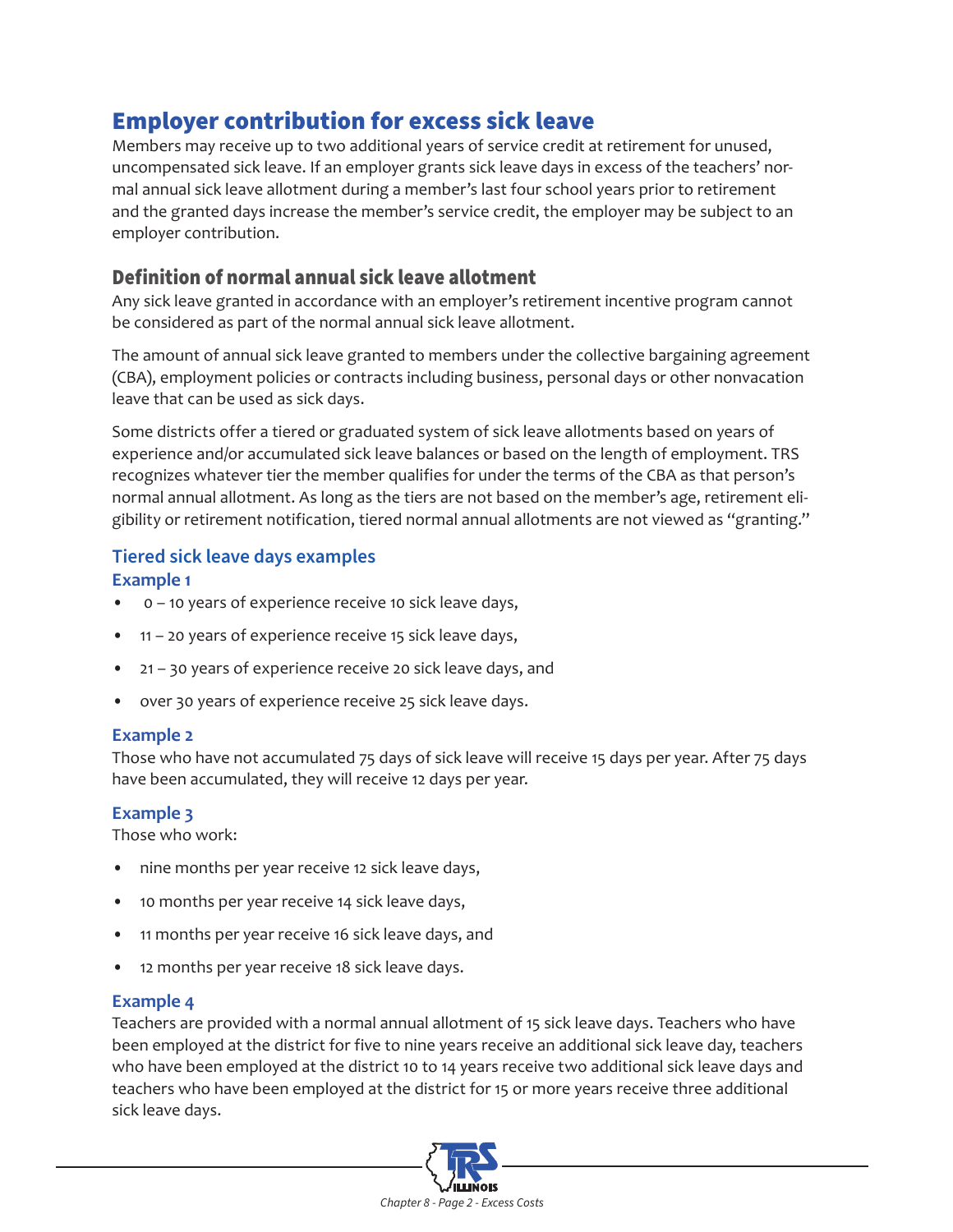# Employer contribution for excess sick leave

Members may receive up to two additional years of service credit at retirement for unused, uncompensated sick leave. If an employer grants sick leave days in excess of the teachers' normal annual sick leave allotment during a member's last four school years prior to retirement and the granted days increase the member's service credit, the employer may be subject to an employer contribution.

## Definition of normal annual sick leave allotment

Any sick leave granted in accordance with an employer's retirement incentive program cannot be considered as part of the normal annual sick leave allotment.

The amount of annual sick leave granted to members under the collective bargaining agreement (CBA), employment policies or contracts including business, personal days or other nonvacation leave that can be used as sick days.

Some districts offer a tiered or graduated system of sick leave allotments based on years of experience and/or accumulated sick leave balances or based on the length of employment. TRS recognizes whatever tier the member qualifies for under the terms of the CBA as that person's normal annual allotment. As long as the tiers are not based on the member's age, retirement eligibility or retirement notification, tiered normal annual allotments are not viewed as "granting."

### Tiered sick leave days examples

#### Example 1

- 0 – 10 years of experience receive 10 sick leave days,
- 11 – 20 years of experience receive 15 sick leave days,
- 21 – 30 years of experience receive 20 sick leave days, and
- over 30 years of experience receive 25 sick leave days.

#### Example 2

Those who have not accumulated 75 days of sick leave will receive 15 days per year. After 75 days have been accumulated, they will receive 12 days per year.

#### Example 3

Those who work:

- nine months per year receive 12 sick leave days,
- 10 months per year receive 14 sick leave days,
- 11 months per year receive 16 sick leave days, and
- 12 months per year receive 18 sick leave days.

#### Example 4

Teachers are provided with a normal annual allotment of 15 sick leave days. Teachers who have been employed at the district for five to nine years receive an additional sick leave day, teachers who have been employed at the district 10 to 14 years receive two additional sick leave days and teachers who have been employed at the district for 15 or more years receive three additional sick leave days.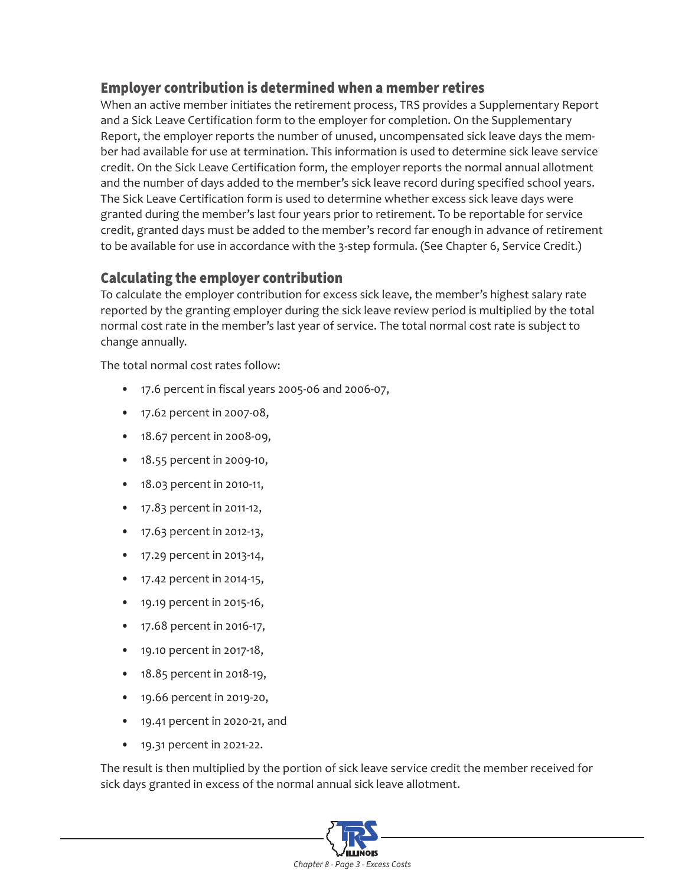## Employer contribution is determined when a member retires

When an active member initiates the retirement process, TRS provides a Supplementary Report and a Sick Leave Certification form to the employer for completion. On the Supplementary Report, the employer reports the number of unused, uncompensated sick leave days the member had available for use at termination. This information is used to determine sick leave service credit. On the Sick Leave Certification form, the employer reports the normal annual allotment and the number of days added to the member's sick leave record during specified school years. The Sick Leave Certification form is used to determine whether excess sick leave days were granted during the member's last four years prior to retirement. To be reportable for service credit, granted days must be added to the member's record far enough in advance of retirement to be available for use in accordance with the 3-step formula. (See Chapter 6, Service Credit.)

## Calculating the employer contribution

To calculate the employer contribution for excess sick leave, the member's highest salary rate reported by the granting employer during the sick leave review period is multiplied by the total normal cost rate in the member's last year of service. The total normal cost rate is subject to change annually.

The total normal cost rates follow:

- 17.6 percent in fiscal years 2005-06 and 2006-07,
- 17.62 percent in 2007-08,
- 18.67 percent in 2008-09,
- 18.55 percent in 2009-10,
- 18.03 percent in 2010-11,
- 17.83 percent in 2011-12,
- 17.63 percent in 2012-13,
- 17.29 percent in 2013-14,
- 17.42 percent in 2014-15,
- 19.19 percent in 2015-16,
- 17.68 percent in 2016-17,
- 19.10 percent in 2017-18,
- 18.85 percent in 2018-19,
- 19.66 percent in 2019-20,
- 19.41 percent in 2020-21, and
- 19.31 percent in 2021-22.

The result is then multiplied by the portion of sick leave service credit the member received for sick days granted in excess of the normal annual sick leave allotment.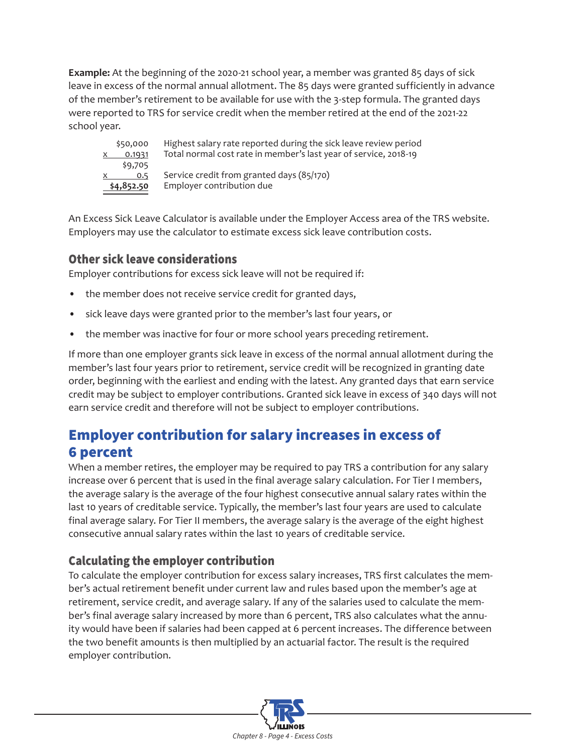**Example:** At the beginning of the 2020-21 school year, a member was granted 85 days of sick leave in excess of the normal annual allotment. The 85 days were granted sufficiently in advance of the member's retirement to be available for use with the 3-step formula. The granted days were reported to TRS for service credit when the member retired at the end of the 2021-22 school year.

| | |
|---|---|
| $50,000 | Highest salary rate reported during the sick leave review period |
| x 0.1931 | Total normal cost rate in member's last year of service, 2018-19 |
| $9,705 | |
| x 0.5 | Service credit from granted days (85/170) |
| **$4,852.50** | Employer contribution due |

An Excess Sick Leave Calculator is available under the Employer Access area of the TRS website. Employers may use the calculator to estimate excess sick leave contribution costs.

### Other sick leave considerations

Employer contributions for excess sick leave will not be required if:

- the member does not receive service credit for granted days,
- sick leave days were granted prior to the member's last four years, or
- the member was inactive for four or more school years preceding retirement.

If more than one employer grants sick leave in excess of the normal annual allotment during the member's last four years prior to retirement, service credit will be recognized in granting date order, beginning with the earliest and ending with the latest. Any granted days that earn service credit may be subject to employer contributions. Granted sick leave in excess of 340 days will not earn service credit and therefore will not be subject to employer contributions.

## Employer contribution for salary increases in excess of 6 percent

When a member retires, the employer may be required to pay TRS a contribution for any salary increase over 6 percent that is used in the final average salary calculation. For Tier I members, the average salary is the average of the four highest consecutive annual salary rates within the last 10 years of creditable service. Typically, the member's last four years are used to calculate final average salary. For Tier II members, the average salary is the average of the eight highest consecutive annual salary rates within the last 10 years of creditable service.

### Calculating the employer contribution

To calculate the employer contribution for excess salary increases, TRS first calculates the member's actual retirement benefit under current law and rules based upon the member's age at retirement, service credit, and average salary. If any of the salaries used to calculate the member's final average salary increased by more than 6 percent, TRS also calculates what the annuity would have been if salaries had been capped at 6 percent increases. The difference between the two benefit amounts is then multiplied by an actuarial factor. The result is the required employer contribution.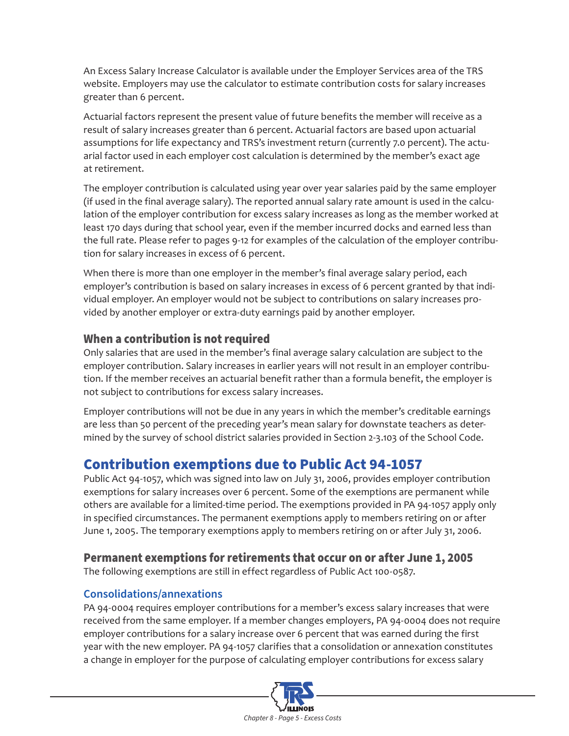An Excess Salary Increase Calculator is available under the Employer Services area of the TRS website. Employers may use the calculator to estimate contribution costs for salary increases greater than 6 percent.

Actuarial factors represent the present value of future benefits the member will receive as a result of salary increases greater than 6 percent. Actuarial factors are based upon actuarial assumptions for life expectancy and TRS's investment return (currently 7.0 percent). The actuarial factor used in each employer cost calculation is determined by the member's exact age at retirement.

The employer contribution is calculated using year over year salaries paid by the same employer (if used in the final average salary). The reported annual salary rate amount is used in the calculation of the employer contribution for excess salary increases as long as the member worked at least 170 days during that school year, even if the member incurred docks and earned less than the full rate. Please refer to pages 9-12 for examples of the calculation of the employer contribution for salary increases in excess of 6 percent.

When there is more than one employer in the member's final average salary period, each employer's contribution is based on salary increases in excess of 6 percent granted by that individual employer. An employer would not be subject to contributions on salary increases provided by another employer or extra-duty earnings paid by another employer.

### When a contribution is not required

Only salaries that are used in the member's final average salary calculation are subject to the employer contribution. Salary increases in earlier years will not result in an employer contribution. If the member receives an actuarial benefit rather than a formula benefit, the employer is not subject to contributions for excess salary increases.

Employer contributions will not be due in any years in which the member's creditable earnings are less than 50 percent of the preceding year's mean salary for downstate teachers as determined by the survey of school district salaries provided in Section 2-3.103 of the School Code.

## Contribution exemptions due to Public Act 94-1057

Public Act 94-1057, which was signed into law on July 31, 2006, provides employer contribution exemptions for salary increases over 6 percent. Some of the exemptions are permanent while others are available for a limited-time period. The exemptions provided in PA 94-1057 apply only in specified circumstances. The permanent exemptions apply to members retiring on or after June 1, 2005. The temporary exemptions apply to members retiring on or after July 31, 2006.

### Permanent exemptions for retirements that occur on or after June 1, 2005

The following exemptions are still in effect regardless of Public Act 100-0587.

#### Consolidations/annexations

PA 94-0004 requires employer contributions for a member's excess salary increases that were received from the same employer. If a member changes employers, PA 94-0004 does not require employer contributions for a salary increase over 6 percent that was earned during the first year with the new employer. PA 94-1057 clarifies that a consolidation or annexation constitutes a change in employer for the purpose of calculating employer contributions for excess salary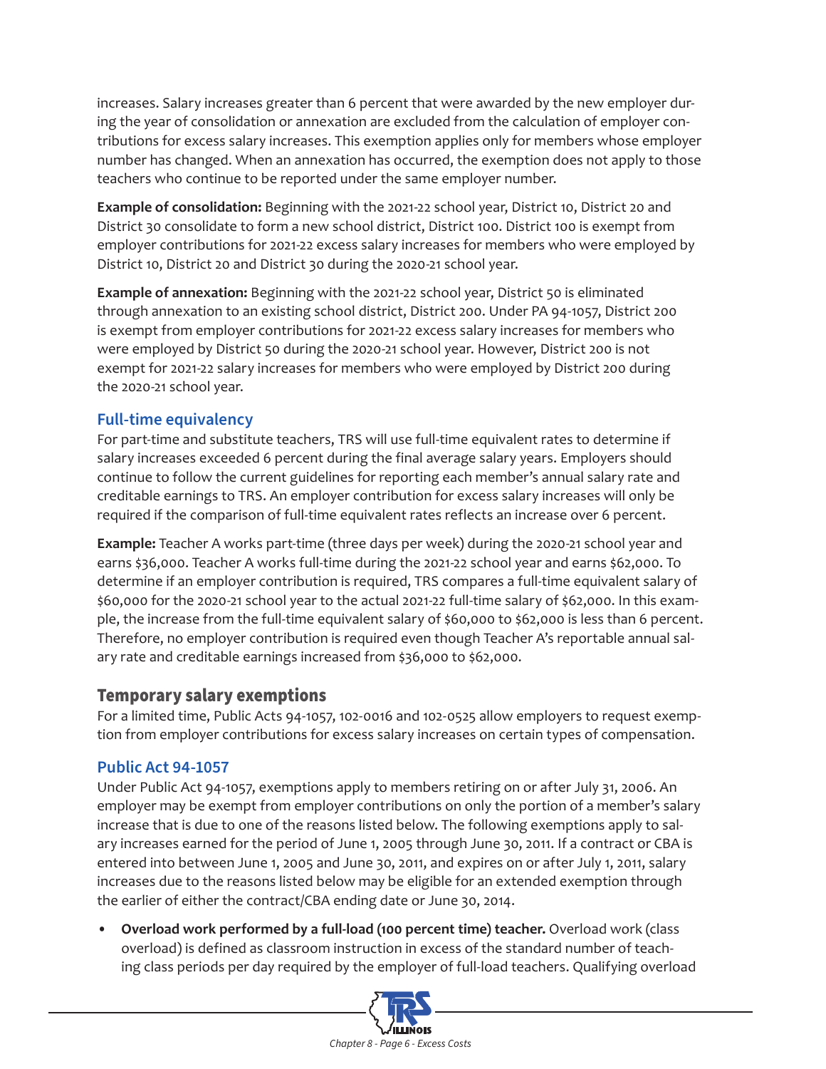increases. Salary increases greater than 6 percent that were awarded by the new employer during the year of consolidation or annexation are excluded from the calculation of employer contributions for excess salary increases. This exemption applies only for members whose employer number has changed. When an annexation has occurred, the exemption does not apply to those teachers who continue to be reported under the same employer number.

**Example of consolidation:** Beginning with the 2021-22 school year, District 10, District 20 and District 30 consolidate to form a new school district, District 100. District 100 is exempt from employer contributions for 2021-22 excess salary increases for members who were employed by District 10, District 20 and District 30 during the 2020-21 school year.

**Example of annexation:** Beginning with the 2021-22 school year, District 50 is eliminated through annexation to an existing school district, District 200. Under PA 94-1057, District 200 is exempt from employer contributions for 2021-22 excess salary increases for members who were employed by District 50 during the 2020-21 school year. However, District 200 is not exempt for 2021-22 salary increases for members who were employed by District 200 during the 2020-21 school year.

### Full-time equivalency

For part-time and substitute teachers, TRS will use full-time equivalent rates to determine if salary increases exceeded 6 percent during the final average salary years. Employers should continue to follow the current guidelines for reporting each member's annual salary rate and creditable earnings to TRS. An employer contribution for excess salary increases will only be required if the comparison of full-time equivalent rates reflects an increase over 6 percent.

**Example:** Teacher A works part-time (three days per week) during the 2020-21 school year and earns $36,000. Teacher A works full-time during the 2021-22 school year and earns $62,000. To determine if an employer contribution is required, TRS compares a full-time equivalent salary of $60,000 for the 2020-21 school year to the actual 2021-22 full-time salary of $62,000. In this example, the increase from the full-time equivalent salary of $60,000 to $62,000 is less than 6 percent. Therefore, no employer contribution is required even though Teacher A's reportable annual salary rate and creditable earnings increased from $36,000 to $62,000.

## Temporary salary exemptions

For a limited time, Public Acts 94-1057, 102-0016 and 102-0525 allow employers to request exemption from employer contributions for excess salary increases on certain types of compensation.

### Public Act 94-1057

Under Public Act 94-1057, exemptions apply to members retiring on or after July 31, 2006. An employer may be exempt from employer contributions on only the portion of a member's salary increase that is due to one of the reasons listed below. The following exemptions apply to salary increases earned for the period of June 1, 2005 through June 30, 2011. If a contract or CBA is entered into between June 1, 2005 and June 30, 2011, and expires on or after July 1, 2011, salary increases due to the reasons listed below may be eligible for an extended exemption through the earlier of either the contract/CBA ending date or June 30, 2014.

- **Overload work performed by a full-load (100 percent time) teacher.** Overload work (class overload) is defined as classroom instruction in excess of the standard number of teaching class periods per day required by the employer of full-load teachers. Qualifying overload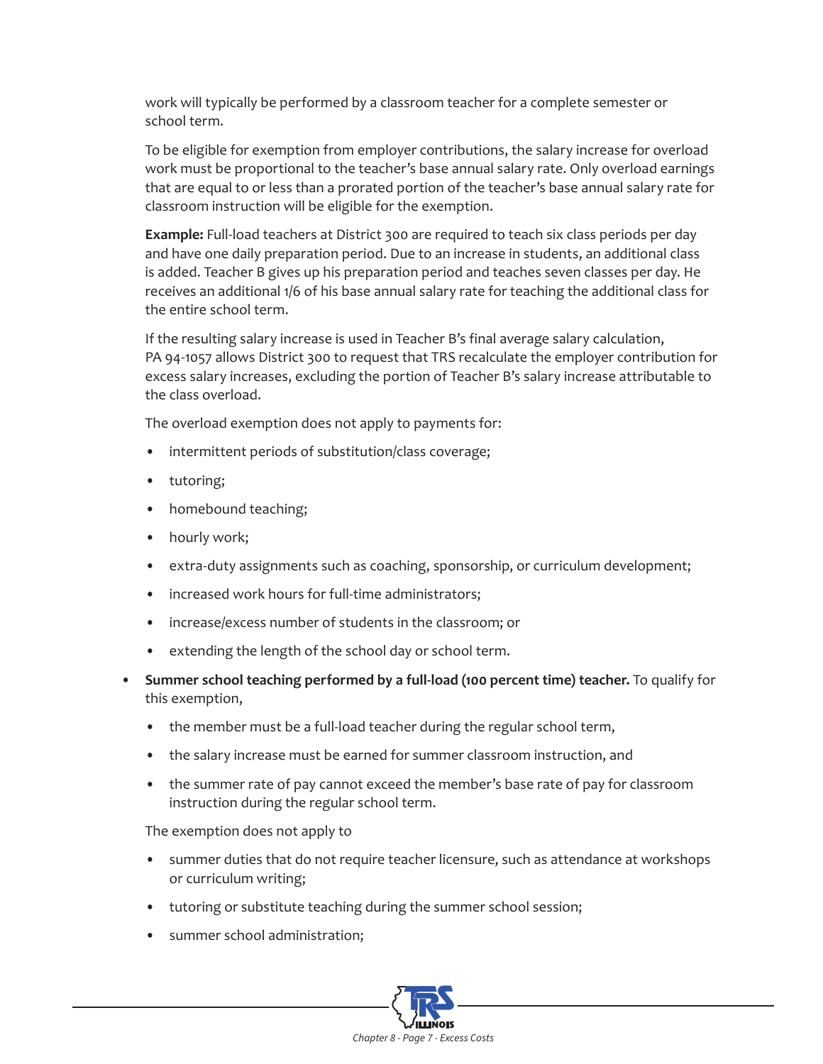work will typically be performed by a classroom teacher for a complete semester or school term.

To be eligible for exemption from employer contributions, the salary increase for overload work must be proportional to the teacher's base annual salary rate. Only overload earnings that are equal to or less than a prorated portion of the teacher's base annual salary rate for classroom instruction will be eligible for the exemption.

**Example:** Full-load teachers at District 300 are required to teach six class periods per day and have one daily preparation period. Due to an increase in students, an additional class is added. Teacher B gives up his preparation period and teaches seven classes per day. He receives an additional 1/6 of his base annual salary rate for teaching the additional class for the entire school term.

If the resulting salary increase is used in Teacher B's final average salary calculation, PA 94-1057 allows District 300 to request that TRS recalculate the employer contribution for excess salary increases, excluding the portion of Teacher B's salary increase attributable to the class overload.

The overload exemption does not apply to payments for:

- intermittent periods of substitution/class coverage;
- tutoring;
- homebound teaching;
- hourly work;
- extra-duty assignments such as coaching, sponsorship, or curriculum development;
- increased work hours for full-time administrators;
- increase/excess number of students in the classroom; or
- extending the length of the school day or school term.

- **Summer school teaching performed by a full-load (100 percent time) teacher.** To qualify for this exemption,
  - the member must be a full-load teacher during the regular school term,
  - the salary increase must be earned for summer classroom instruction, and
  - the summer rate of pay cannot exceed the member's base rate of pay for classroom instruction during the regular school term.

  The exemption does not apply to

  - summer duties that do not require teacher licensure, such as attendance at workshops or curriculum writing;
  - tutoring or substitute teaching during the summer school session;
  - summer school administration;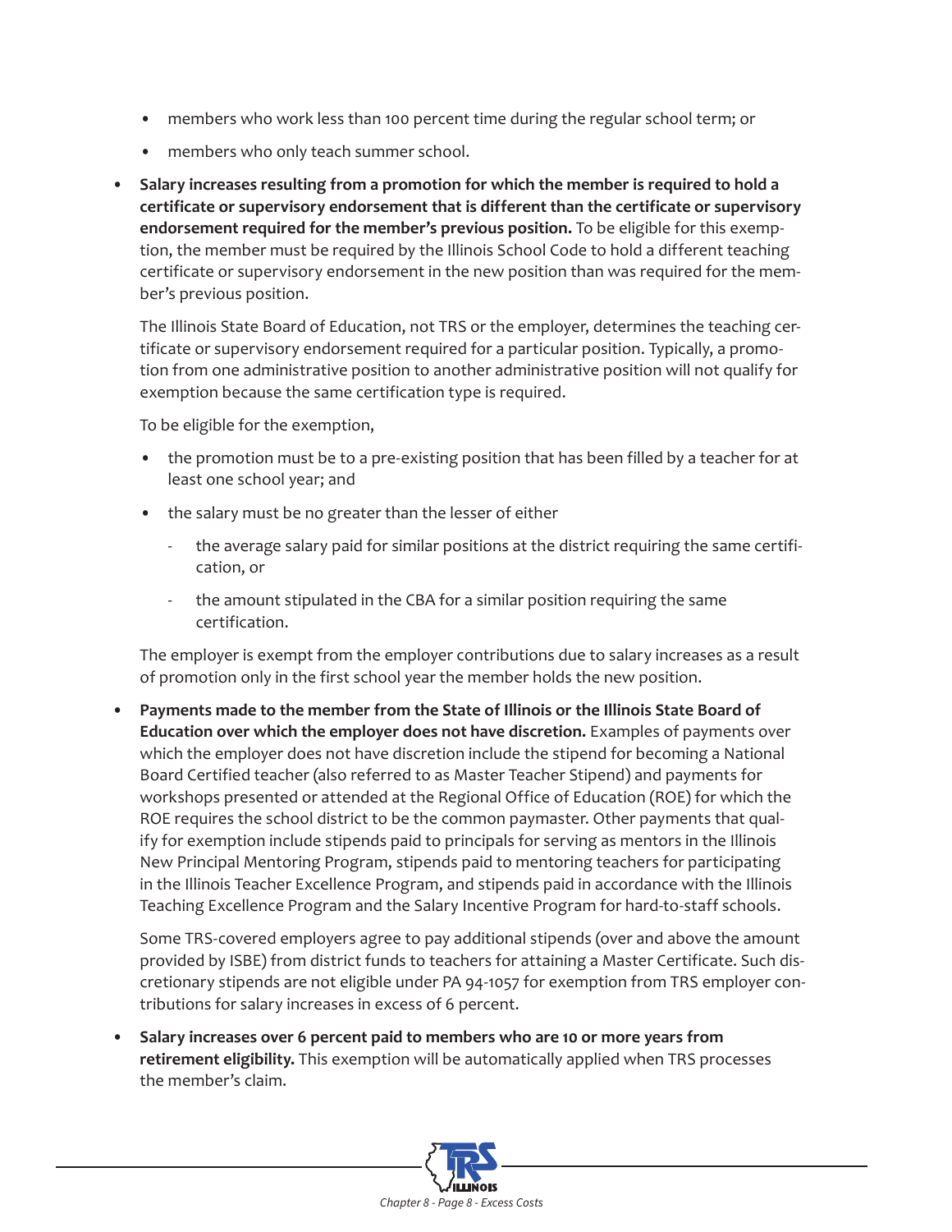- members who work less than 100 percent time during the regular school term; or
- members who only teach summer school.

- **Salary increases resulting from a promotion for which the member is required to hold a certificate or supervisory endorsement that is different than the certificate or supervisory endorsement required for the member's previous position.** To be eligible for this exemption, the member must be required by the Illinois School Code to hold a different teaching certificate or supervisory endorsement in the new position than was required for the member's previous position.

  The Illinois State Board of Education, not TRS or the employer, determines the teaching certificate or supervisory endorsement required for a particular position. Typically, a promotion from one administrative position to another administrative position will not qualify for exemption because the same certification type is required.

  To be eligible for the exemption,

  - the promotion must be to a pre-existing position that has been filled by a teacher for at least one school year; and
  - the salary must be no greater than the lesser of either
    - the average salary paid for similar positions at the district requiring the same certification, or
    - the amount stipulated in the CBA for a similar position requiring the same certification.

  The employer is exempt from the employer contributions due to salary increases as a result of promotion only in the first school year the member holds the new position.

- **Payments made to the member from the State of Illinois or the Illinois State Board of Education over which the employer does not have discretion.** Examples of payments over which the employer does not have discretion include the stipend for becoming a National Board Certified teacher (also referred to as Master Teacher Stipend) and payments for workshops presented or attended at the Regional Office of Education (ROE) for which the ROE requires the school district to be the common paymaster. Other payments that qualify for exemption include stipends paid to principals for serving as mentors in the Illinois New Principal Mentoring Program, stipends paid to mentoring teachers for participating in the Illinois Teacher Excellence Program, and stipends paid in accordance with the Illinois Teaching Excellence Program and the Salary Incentive Program for hard-to-staff schools.

  Some TRS-covered employers agree to pay additional stipends (over and above the amount provided by ISBE) from district funds to teachers for attaining a Master Certificate. Such discretionary stipends are not eligible under PA 94-1057 for exemption from TRS employer contributions for salary increases in excess of 6 percent.

- **Salary increases over 6 percent paid to members who are 10 or more years from retirement eligibility.** This exemption will be automatically applied when TRS processes the member's claim.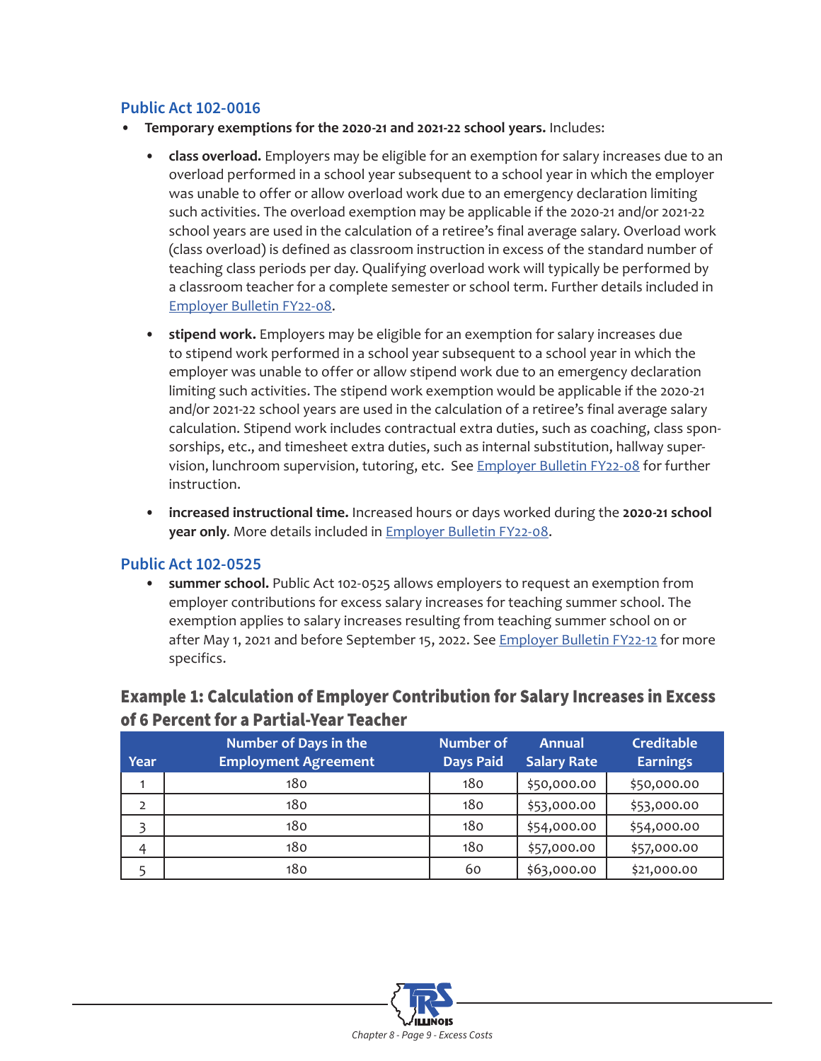### Public Act 102-0016

- **Temporary exemptions for the 2020-21 and 2021-22 school years.** Includes:
  - **class overload.** Employers may be eligible for an exemption for salary increases due to an overload performed in a school year subsequent to a school year in which the employer was unable to offer or allow overload work due to an emergency declaration limiting such activities. The overload exemption may be applicable if the 2020-21 and/or 2021-22 school years are used in the calculation of a retiree's final average salary. Overload work (class overload) is defined as classroom instruction in excess of the standard number of teaching class periods per day. Qualifying overload work will typically be performed by a classroom teacher for a complete semester or school term. Further details included in Employer Bulletin FY22-08.
  - **stipend work.** Employers may be eligible for an exemption for salary increases due to stipend work performed in a school year subsequent to a school year in which the employer was unable to offer or allow stipend work due to an emergency declaration limiting such activities. The stipend work exemption would be applicable if the 2020-21 and/or 2021-22 school years are used in the calculation of a retiree's final average salary calculation. Stipend work includes contractual extra duties, such as coaching, class sponsorships, etc., and timesheet extra duties, such as internal substitution, hallway supervision, lunchroom supervision, tutoring, etc. See Employer Bulletin FY22-08 for further instruction.
  - **increased instructional time.** Increased hours or days worked during the **2020-21 school year only**. More details included in Employer Bulletin FY22-08.

### Public Act 102-0525

- **summer school.** Public Act 102-0525 allows employers to request an exemption from employer contributions for excess salary increases for teaching summer school. The exemption applies to salary increases resulting from teaching summer school on or after May 1, 2021 and before September 15, 2022. See Employer Bulletin FY22-12 for more specifics.

## Example 1: Calculation of Employer Contribution for Salary Increases in Excess of 6 Percent for a Partial-Year Teacher

| Year | Number of Days in the Employment Agreement | Number of Days Paid | Annual Salary Rate | Creditable Earnings |
|---|---|---|---|---|
| 1 | 180 | 180 | $50,000.00 | $50,000.00 |
| 2 | 180 | 180 | $53,000.00 | $53,000.00 |
| 3 | 180 | 180 | $54,000.00 | $54,000.00 |
| 4 | 180 | 180 | $57,000.00 | $57,000.00 |
| 5 | 180 | 60 | $63,000.00 | $21,000.00 |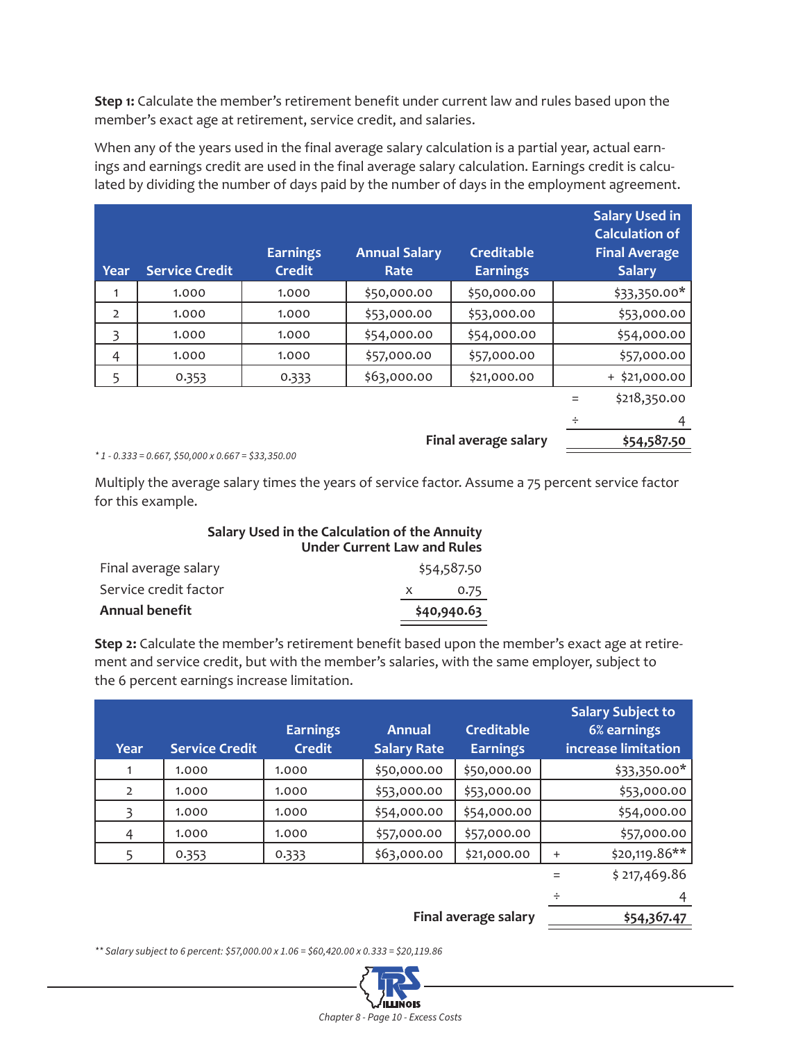**Step 1:** Calculate the member's retirement benefit under current law and rules based upon the member's exact age at retirement, service credit, and salaries.

When any of the years used in the final average salary calculation is a partial year, actual earnings and earnings credit are used in the final average salary calculation. Earnings credit is calculated by dividing the number of days paid by the number of days in the employment agreement.

| Year | Service Credit | Earnings Credit | Annual Salary Rate | Creditable Earnings | | Salary Used in Calculation of Final Average Salary |
|---|---|---|---|---|---|---|
| 1 | 1.000 | 1.000 | $50,000.00 | $50,000.00 | | $33,350.00* |
| 2 | 1.000 | 1.000 | $53,000.00 | $53,000.00 | | $53,000.00 |
| 3 | 1.000 | 1.000 | $54,000.00 | $54,000.00 | | $57,000.00 |
| 4 | 1.000 | 1.000 | $57,000.00 | $57,000.00 | | $57,000.00 |
| 5 | 0.353 | 0.333 | $63,000.00 | $21,000.00 | + | $21,000.00 |
| | | | | | = | $218,350.00 |
| | | | | | ÷ | 4 |
| | | | | **Final average salary** | | **$54,587.50** |

*\* 1 - 0.333 = 0.667, $50,000 x 0.667 = $33,350.00*

Multiply the average salary times the years of service factor. Assume a 75 percent service factor for this example.

| | Salary Used in the Calculation of the Annuity Under Current Law and Rules |
|---|---|
| Final average salary | $54,587.50 |
| Service credit factor | x 0.75 |
| **Annual benefit** | **$40,940.63** |

**Step 2:** Calculate the member's retirement benefit based upon the member's exact age at retirement and service credit, but with the member's salaries, with the same employer, subject to the 6 percent earnings increase limitation.

| Year | Service Credit | Earnings Credit | Annual Salary Rate | Creditable Earnings | | Salary Subject to 6% earnings increase limitation |
|---|---|---|---|---|---|---|
| 1 | 1.000 | 1.000 | $50,000.00 | $50,000.00 | | $33,350.00* |
| 2 | 1.000 | 1.000 | $53,000.00 | $53,000.00 | | $53,000.00 |
| 3 | 1.000 | 1.000 | $54,000.00 | $54,000.00 | | $54,000.00 |
| 4 | 1.000 | 1.000 | $57,000.00 | $57,000.00 | | $57,000.00 |
| 5 | 0.353 | 0.333 | $63,000.00 | $21,000.00 | + | $20,119.86** |
| | | | | | = | $ 217,469.86 |
| | | | | | ÷ | 4 |
| | | | | **Final average salary** | | **$54,367.47** |

*\*\* Salary subject to 6 percent: $57,000.00 x 1.06 = $60,420.00 x 0.333 = $20,119.86*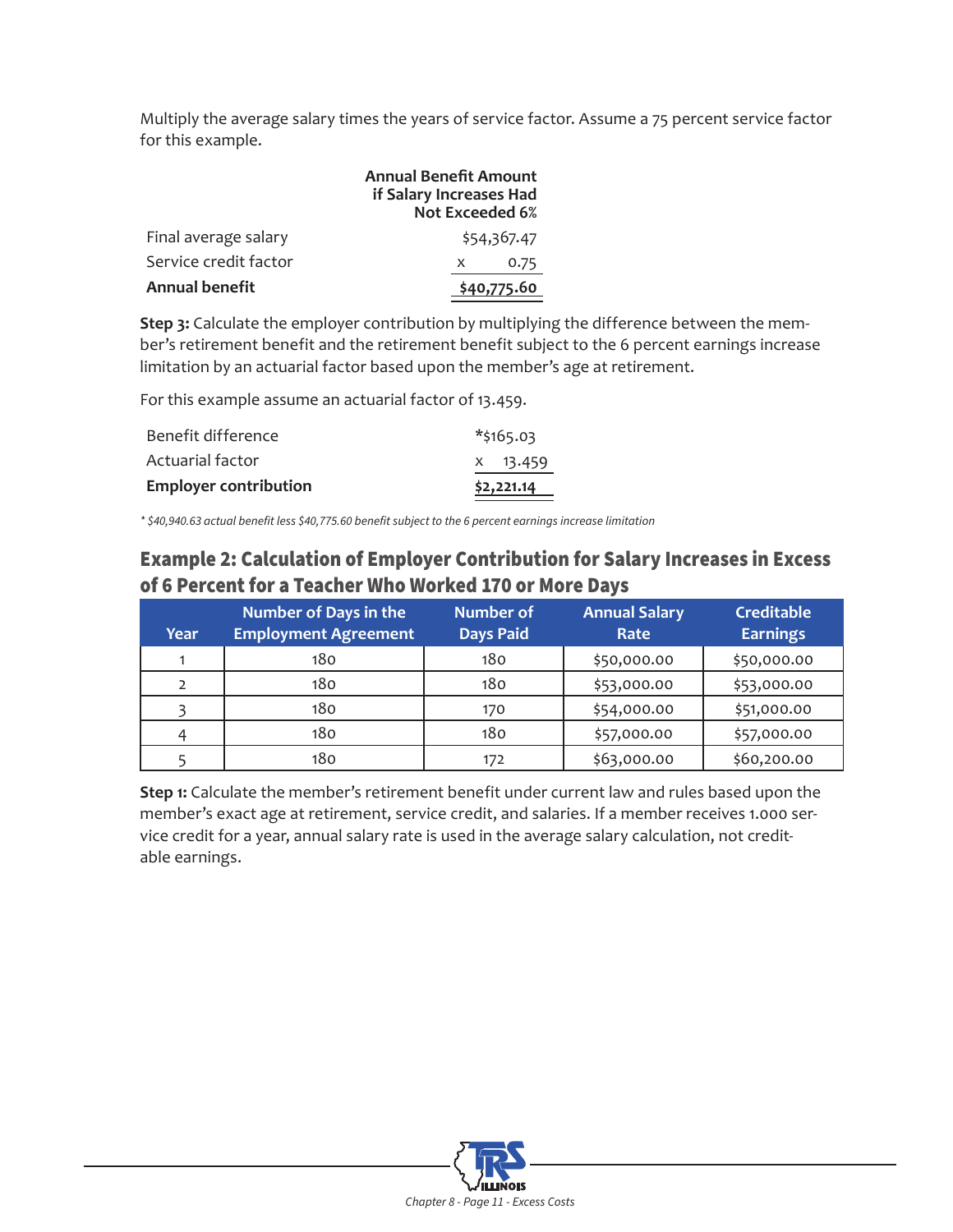Multiply the average salary times the years of service factor. Assume a 75 percent service factor for this example.

| | Annual Benefit Amount if Salary Increases Had Not Exceeded 6% |
|---|---|
| Final average salary | $54,367.47 |
| Service credit factor | x 0.75 |
| **Annual benefit** | **$40,775.60** |

**Step 3:** Calculate the employer contribution by multiplying the difference between the member's retirement benefit and the retirement benefit subject to the 6 percent earnings increase limitation by an actuarial factor based upon the member's age at retirement.

For this example assume an actuarial factor of 13.459.

| | |
|---|---|
| Benefit difference | *$165.03 |
| Actuarial factor | x 13.459 |
| **Employer contribution** | **$2,221.14** |

*\* $40,940.63 actual benefit less $40,775.60 benefit subject to the 6 percent earnings increase limitation*

## Example 2: Calculation of Employer Contribution for Salary Increases in Excess of 6 Percent for a Teacher Who Worked 170 or More Days

| Year | Number of Days in the Employment Agreement | Number of Days Paid | Annual Salary Rate | Creditable Earnings |
|---|---|---|---|---|
| 1 | 180 | 180 | $50,000.00 | $50,000.00 |
| 2 | 180 | 180 | $53,000.00 | $53,000.00 |
| 3 | 180 | 170 | $54,000.00 | $51,000.00 |
| 4 | 180 | 180 | $57,000.00 | $57,000.00 |
| 5 | 180 | 172 | $63,000.00 | $60,200.00 |

**Step 1:** Calculate the member's retirement benefit under current law and rules based upon the member's exact age at retirement, service credit, and salaries. If a member receives 1.000 service credit for a year, annual salary rate is used in the average salary calculation, not creditable earnings.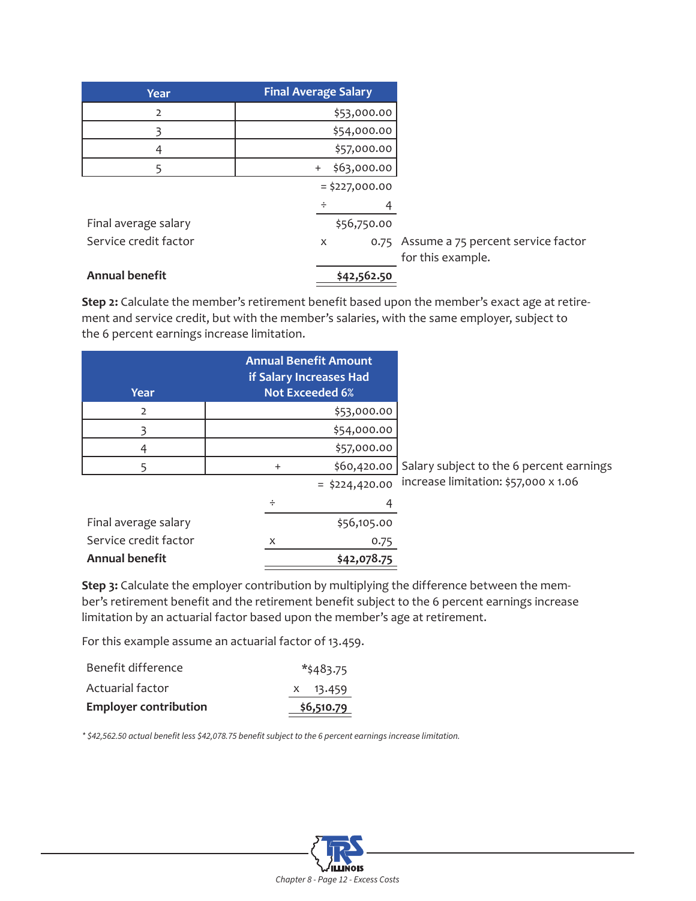| Year | Final Average Salary |
|---|---|
| 2 | $53,000.00 |
| 3 | $54,000.00 |
| 4 | $57,000.00 |
| 5 | + $63,000.00 |
| | = $227,000.00 |
| | ÷ 4 |
| Final average salary | $56,750.00 |
| Service credit factor | x 0.75 |
| **Annual benefit** | **$42,562.50** |

Assume a 75 percent service factor for this example.

**Step 2:** Calculate the member's retirement benefit based upon the member's exact age at retirement and service credit, but with the member's salaries, with the same employer, subject to the 6 percent earnings increase limitation.

| Year | Annual Benefit Amount if Salary Increases Had Not Exceeded 6% |
|---|---|
| 2 | $53,000.00 |
| 3 | $54,000.00 |
| 4 | $57,000.00 |
| 5 | + $60,420.00 |
| | = $224,420.00 |
| | ÷ 4 |
| Final average salary | $56,105.00 |
| Service credit factor | x 0.75 |
| **Annual benefit** | **$42,078.75** |

Salary subject to the 6 percent earnings increase limitation: $57,000 x 1.06

**Step 3:** Calculate the employer contribution by multiplying the difference between the member's retirement benefit and the retirement benefit subject to the 6 percent earnings increase limitation by an actuarial factor based upon the member's age at retirement.

For this example assume an actuarial factor of 13.459.

| | |
|---|---|
| Benefit difference | *$483.75 |
| Actuarial factor | x 13.459 |
| **Employer contribution** | **$6,510.79** |

*\* $42,562.50 actual benefit less $42,078.75 benefit subject to the 6 percent earnings increase limitation.*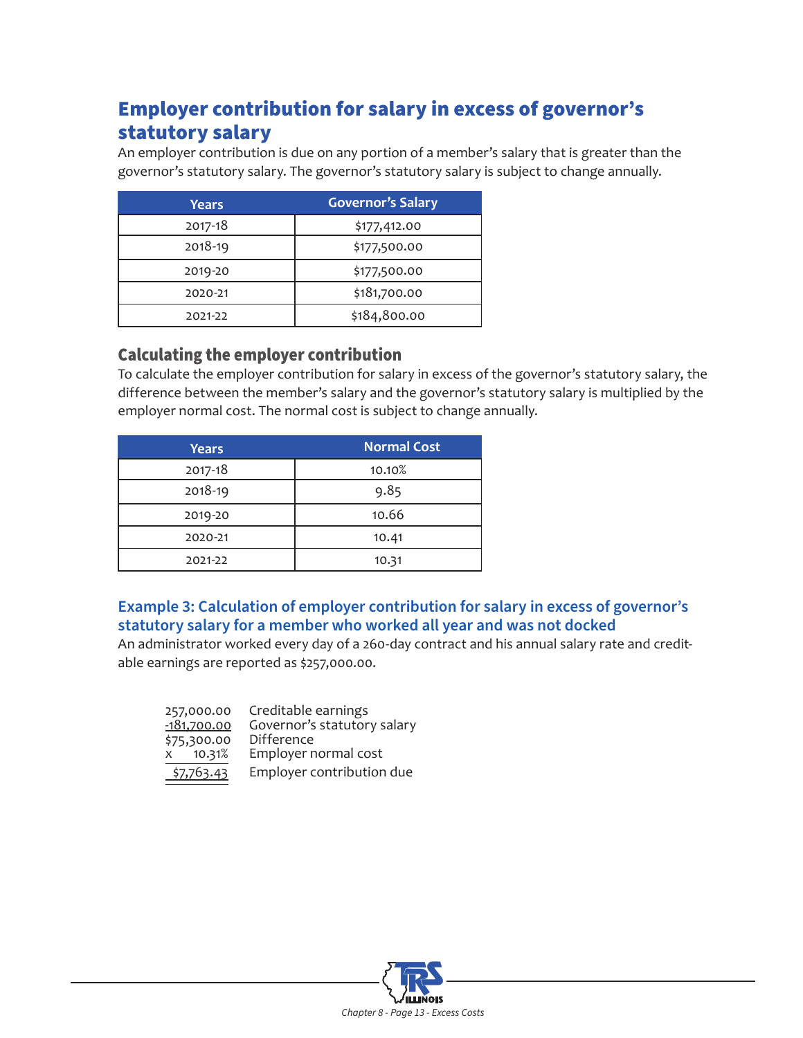## Employer contribution for salary in excess of governor's statutory salary

An employer contribution is due on any portion of a member's salary that is greater than the governor's statutory salary. The governor's statutory salary is subject to change annually.

| Years | Governor's Salary |
|---|---|
| 2017-18 | $177,412.00 |
| 2018-19 | $177,500.00 |
| 2019-20 | $177,500.00 |
| 2020-21 | $181,700.00 |
| 2021-22 | $184,800.00 |

### Calculating the employer contribution

To calculate the employer contribution for salary in excess of the governor's statutory salary, the difference between the member's salary and the governor's statutory salary is multiplied by the employer normal cost. The normal cost is subject to change annually.

| Years | Normal Cost |
|---|---|
| 2017-18 | 10.10% |
| 2018-19 | 9.85 |
| 2019-20 | 10.66 |
| 2020-21 | 10.41 |
| 2021-22 | 10.31 |

### Example 3: Calculation of employer contribution for salary in excess of governor's statutory salary for a member who worked all year and was not docked

An administrator worked every day of a 260-day contract and his annual salary rate and creditable earnings are reported as $257,000.00.

| | |
|---|---|
| 257,000.00 | Creditable earnings |
| -181,700.00 | Governor's statutory salary |
| $75,300.00 | Difference |
| x 10.31% | Employer normal cost |
| $7,763.43 | Employer contribution due |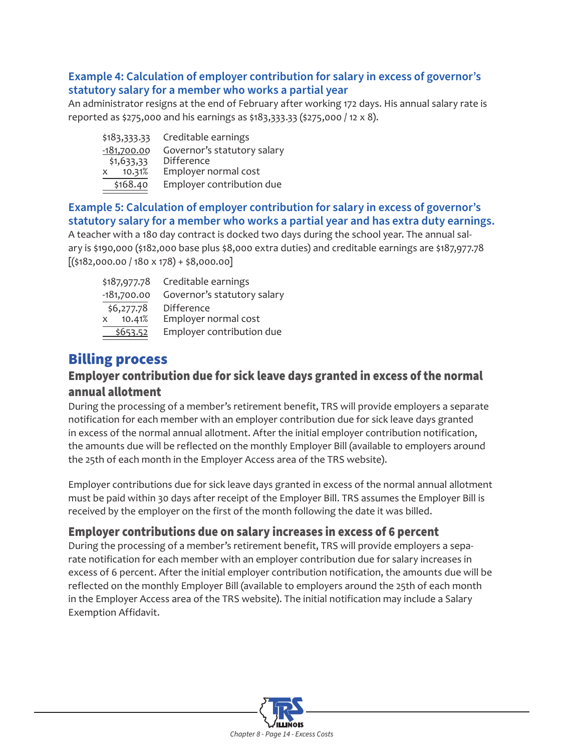### Example 4: Calculation of employer contribution for salary in excess of governor's statutory salary for a member who works a partial year

An administrator resigns at the end of February after working 172 days. His annual salary rate is reported as $275,000 and his earnings as $183,333.33 ($275,000 / 12 x 8).

| | |
|---|---|
| $183,333.33 | Creditable earnings |
| -181,700.00 | Governor's statutory salary |
| $1,633,33 | Difference |
| x 10.31% | Employer normal cost |
| $168.40 | Employer contribution due |

### Example 5: Calculation of employer contribution for salary in excess of governor's statutory salary for a member who works a partial year and has extra duty earnings.

A teacher with a 180 day contract is docked two days during the school year. The annual salary is $190,000 ($182,000 base plus $8,000 extra duties) and creditable earnings are $187,977.78 [($182,000.00 / 180 x 178) + $8,000.00]

| | |
|---|---|
| $187,977.78 | Creditable earnings |
| -181,700.00 | Governor's statutory salary |
| $6,277.78 | Difference |
| x 10.41% | Employer normal cost |
| $653.52 | Employer contribution due |

# Billing process

## Employer contribution due for sick leave days granted in excess of the normal annual allotment

During the processing of a member's retirement benefit, TRS will provide employers a separate notification for each member with an employer contribution due for sick leave days granted in excess of the normal annual allotment. After the initial employer contribution notification, the amounts due will be reflected on the monthly Employer Bill (available to employers around the 25th of each month in the Employer Access area of the TRS website).

Employer contributions due for sick leave days granted in excess of the normal annual allotment must be paid within 30 days after receipt of the Employer Bill. TRS assumes the Employer Bill is received by the employer on the first of the month following the date it was billed.

## Employer contributions due on salary increases in excess of 6 percent

During the processing of a member's retirement benefit, TRS will provide employers a separate notification for each member with an employer contribution due for salary increases in excess of 6 percent. After the initial employer contribution notification, the amounts due will be reflected on the monthly Employer Bill (available to employers around the 25th of each month in the Employer Access area of the TRS website). The initial notification may include a Salary Exemption Affidavit.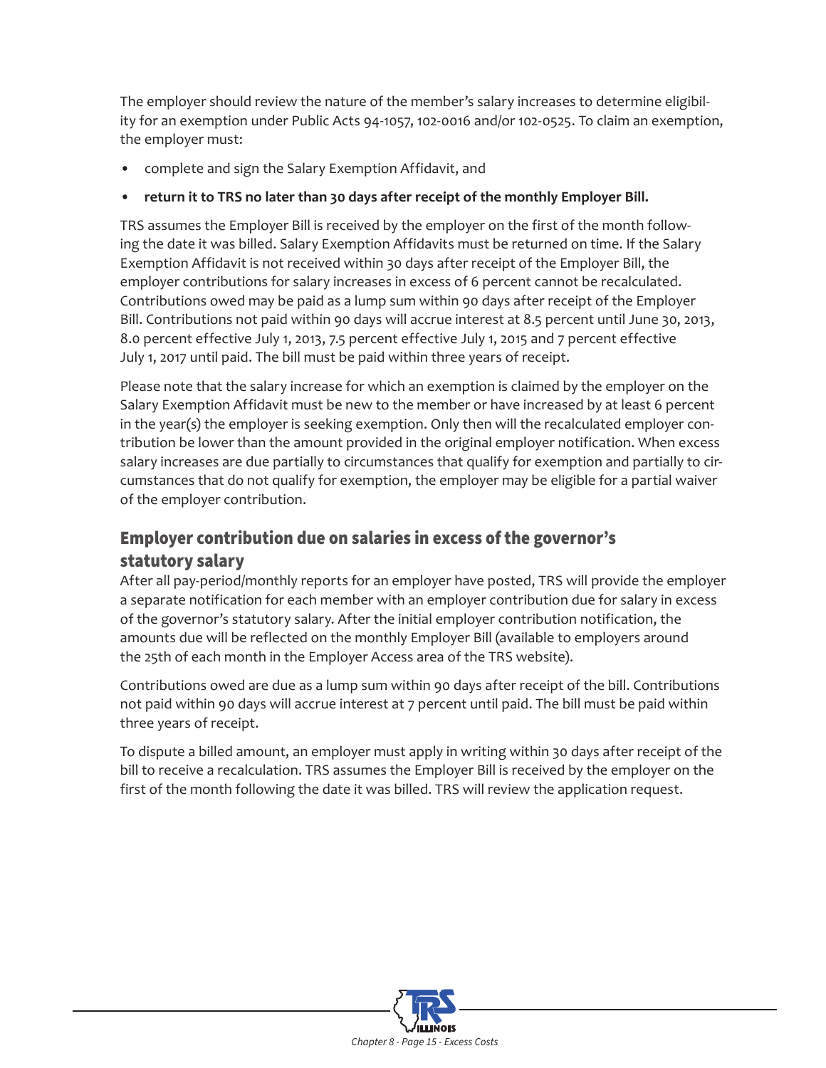The employer should review the nature of the member's salary increases to determine eligibility for an exemption under Public Acts 94-1057, 102-0016 and/or 102-0525. To claim an exemption, the employer must:

- complete and sign the Salary Exemption Affidavit, and
- **return it to TRS no later than 30 days after receipt of the monthly Employer Bill.**

TRS assumes the Employer Bill is received by the employer on the first of the month following the date it was billed. Salary Exemption Affidavits must be returned on time. If the Salary Exemption Affidavit is not received within 30 days after receipt of the Employer Bill, the employer contributions for salary increases in excess of 6 percent cannot be recalculated. Contributions owed may be paid as a lump sum within 90 days after receipt of the Employer Bill. Contributions not paid within 90 days will accrue interest at 8.5 percent until June 30, 2013, 8.0 percent effective July 1, 2013, 7.5 percent effective July 1, 2015 and 7 percent effective July 1, 2017 until paid. The bill must be paid within three years of receipt.

Please note that the salary increase for which an exemption is claimed by the employer on the Salary Exemption Affidavit must be new to the member or have increased by at least 6 percent in the year(s) the employer is seeking exemption. Only then will the recalculated employer contribution be lower than the amount provided in the original employer notification. When excess salary increases are due partially to circumstances that qualify for exemption and partially to circumstances that do not qualify for exemption, the employer may be eligible for a partial waiver of the employer contribution.

## Employer contribution due on salaries in excess of the governor's statutory salary

After all pay-period/monthly reports for an employer have posted, TRS will provide the employer a separate notification for each member with an employer contribution due for salary in excess of the governor's statutory salary. After the initial employer contribution notification, the amounts due will be reflected on the monthly Employer Bill (available to employers around the 25th of each month in the Employer Access area of the TRS website).

Contributions owed are due as a lump sum within 90 days after receipt of the bill. Contributions not paid within 90 days will accrue interest at 7 percent until paid. The bill must be paid within three years of receipt.

To dispute a billed amount, an employer must apply in writing within 30 days after receipt of the bill to receive a recalculation. TRS assumes the Employer Bill is received by the employer on the first of the month following the date it was billed. TRS will review the application request.